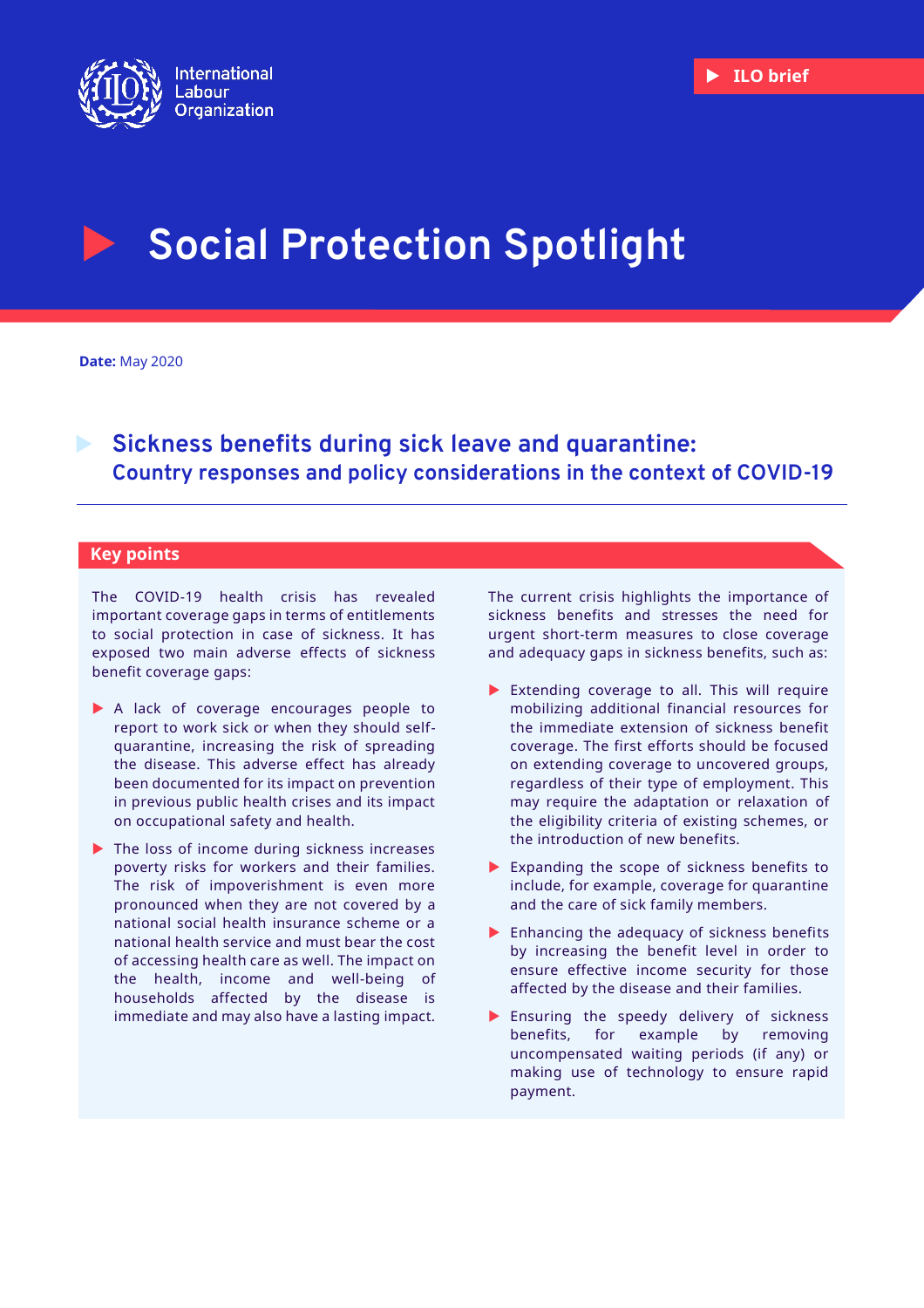International Labour Organization

ILO brief

# Social Protection Spotlight

**Date:** May 2020

## Sickness benefits during sick leave and quarantine: Country responses and policy considerations in the context of COVID-19

### Key points

The COVID-19 health crisis has revealed important coverage gaps in terms of entitlements to social protection in case of sickness. It has exposed two main adverse effects of sickness benefit coverage gaps:

- A lack of coverage encourages people to report to work sick or when they should self-quarantine, increasing the risk of spreading the disease. This adverse effect has already been documented for its impact on prevention in previous public health crises and its impact on occupational safety and health.
- The loss of income during sickness increases poverty risks for workers and their families. The risk of impoverishment is even more pronounced when they are not covered by a national social health insurance scheme or a national health service and must bear the cost of accessing health care as well. The impact on the health, income and well-being of households affected by the disease is immediate and may also have a lasting impact.

The current crisis highlights the importance of sickness benefits and stresses the need for urgent short-term measures to close coverage and adequacy gaps in sickness benefits, such as:

- Extending coverage to all. This will require mobilizing additional financial resources for the immediate extension of sickness benefit coverage. The first efforts should be focused on extending coverage to uncovered groups, regardless of their type of employment. This may require the adaptation or relaxation of the eligibility criteria of existing schemes, or the introduction of new benefits.
- Expanding the scope of sickness benefits to include, for example, coverage for quarantine and the care of sick family members.
- Enhancing the adequacy of sickness benefits by increasing the benefit level in order to ensure effective income security for those affected by the disease and their families.
- Ensuring the speedy delivery of sickness benefits, for example by removing uncompensated waiting periods (if any) or making use of technology to ensure rapid payment.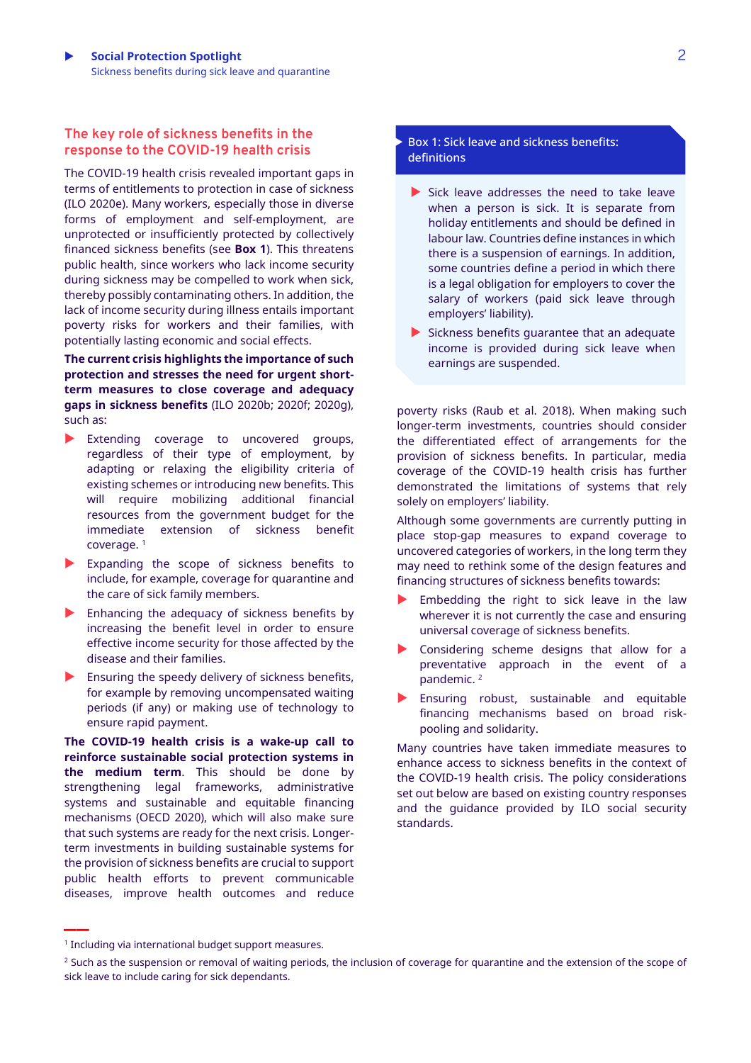## The key role of sickness benefits in the response to the COVID-19 health crisis

The COVID-19 health crisis revealed important gaps in terms of entitlements to protection in case of sickness (ILO 2020e). Many workers, especially those in diverse forms of employment and self-employment, are unprotected or insufficiently protected by collectively financed sickness benefits (see **Box 1**). This threatens public health, since workers who lack income security during sickness may be compelled to work when sick, thereby possibly contaminating others. In addition, the lack of income security during illness entails important poverty risks for workers and their families, with potentially lasting economic and social effects.

**The current crisis highlights the importance of such protection and stresses the need for urgent short-term measures to close coverage and adequacy gaps in sickness benefits** (ILO 2020b; 2020f; 2020g), such as:

- Extending coverage to uncovered groups, regardless of their type of employment, by adapting or relaxing the eligibility criteria of existing schemes or introducing new benefits. This will require mobilizing additional financial resources from the government budget for the immediate extension of sickness benefit coverage. [1]
- Expanding the scope of sickness benefits to include, for example, coverage for quarantine and the care of sick family members.
- Enhancing the adequacy of sickness benefits by increasing the benefit level in order to ensure effective income security for those affected by the disease and their families.
- Ensuring the speedy delivery of sickness benefits, for example by removing uncompensated waiting periods (if any) or making use of technology to ensure rapid payment.

**The COVID-19 health crisis is a wake-up call to reinforce sustainable social protection systems in the medium term**. This should be done by strengthening legal frameworks, administrative systems and sustainable and equitable financing mechanisms (OECD 2020), which will also make sure that such systems are ready for the next crisis. Longer-term investments in building sustainable systems for the provision of sickness benefits are crucial to support public health efforts to prevent communicable diseases, improve health outcomes and reduce poverty risks (Raub et al. 2018). When making such longer-term investments, countries should consider the differentiated effect of arrangements for the provision of sickness benefits. In particular, media coverage of the COVID-19 health crisis has further demonstrated the limitations of systems that rely solely on employers' liability.

> **Box 1: Sick leave and sickness benefits: definitions**
>
> - Sick leave addresses the need to take leave when a person is sick. It is separate from holiday entitlements and should be defined in labour law. Countries define instances in which there is a suspension of earnings. In addition, some countries define a period in which there is a legal obligation for employers to cover the salary of workers (paid sick leave through employers' liability).
> - Sickness benefits guarantee that an adequate income is provided during sick leave when earnings are suspended.

Although some governments are currently putting in place stop-gap measures to expand coverage to uncovered categories of workers, in the long term they may need to rethink some of the design features and financing structures of sickness benefits towards:

- Embedding the right to sick leave in the law wherever it is not currently the case and ensuring universal coverage of sickness benefits.
- Considering scheme designs that allow for a preventative approach in the event of a pandemic. [2]
- Ensuring robust, sustainable and equitable financing mechanisms based on broad risk-pooling and solidarity.

Many countries have taken immediate measures to enhance access to sickness benefits in the context of the COVID-19 health crisis. The policy considerations set out below are based on existing country responses and the guidance provided by ILO social security standards.

---

[1] Including via international budget support measures.

[2] Such as the suspension or removal of waiting periods, the inclusion of coverage for quarantine and the extension of the scope of sick leave to include caring for sick dependants.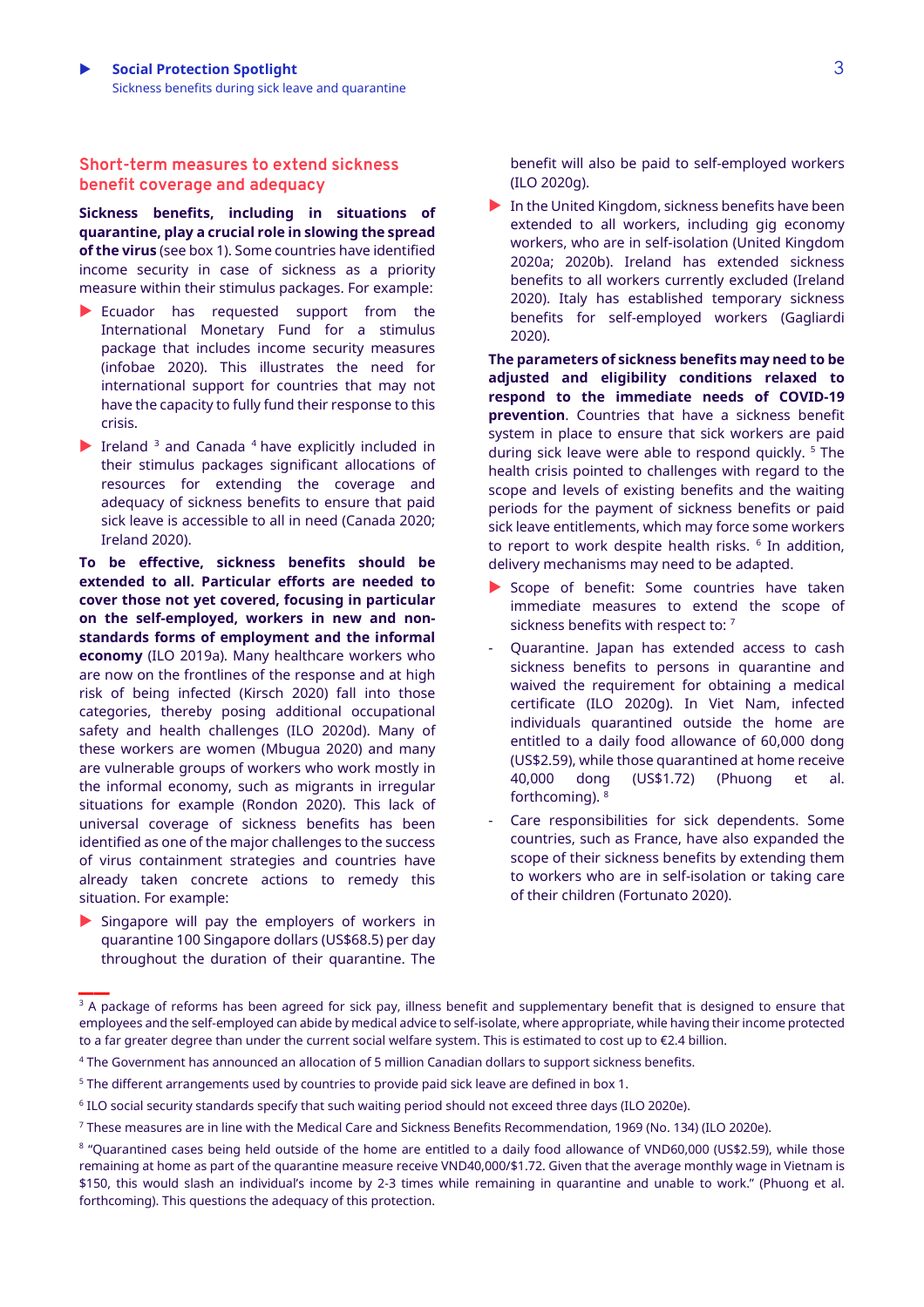## Short-term measures to extend sickness benefit coverage and adequacy

**Sickness benefits, including in situations of quarantine, play a crucial role in slowing the spread of the virus** (see box 1). Some countries have identified income security in case of sickness as a priority measure within their stimulus packages. For example:

- Ecuador has requested support from the International Monetary Fund for a stimulus package that includes income security measures (infobae 2020). This illustrates the need for international support for countries that may not have the capacity to fully fund their response to this crisis.
- Ireland [3] and Canada [4] have explicitly included in their stimulus packages significant allocations of resources for extending the coverage and adequacy of sickness benefits to ensure that paid sick leave is accessible to all in need (Canada 2020; Ireland 2020).

**To be effective, sickness benefits should be extended to all. Particular efforts are needed to cover those not yet covered, focusing in particular on the self-employed, workers in new and non-standards forms of employment and the informal economy** (ILO 2019a). Many healthcare workers who are now on the frontlines of the response and at high risk of being infected (Kirsch 2020) fall into those categories, thereby posing additional occupational safety and health challenges (ILO 2020d). Many of these workers are women (Mbugua 2020) and many are vulnerable groups of workers who work mostly in the informal economy, such as migrants in irregular situations for example (Rondon 2020). This lack of universal coverage of sickness benefits has been identified as one of the major challenges to the success of virus containment strategies and countries have already taken concrete actions to remedy this situation. For example:

- Singapore will pay the employers of workers in quarantine 100 Singapore dollars (US$68.5) per day throughout the duration of their quarantine. The benefit will also be paid to self-employed workers (ILO 2020g).
- In the United Kingdom, sickness benefits have been extended to all workers, including gig economy workers, who are in self-isolation (United Kingdom 2020a; 2020b). Ireland has extended sickness benefits to all workers currently excluded (Ireland 2020). Italy has established temporary sickness benefits for self-employed workers (Gagliardi 2020).

**The parameters of sickness benefits may need to be adjusted and eligibility conditions relaxed to respond to the immediate needs of COVID-19 prevention**. Countries that have a sickness benefit system in place to ensure that sick workers are paid during sick leave were able to respond quickly. [5] The health crisis pointed to challenges with regard to the scope and levels of existing benefits and the waiting periods for the payment of sickness benefits or paid sick leave entitlements, which may force some workers to report to work despite health risks. [6] In addition, delivery mechanisms may need to be adapted.

- Scope of benefit: Some countries have taken immediate measures to extend the scope of sickness benefits with respect to: [7]
  - Quarantine. Japan has extended access to cash sickness benefits to persons in quarantine and waived the requirement for obtaining a medical certificate (ILO 2020g). In Viet Nam, infected individuals quarantined outside the home are entitled to a daily food allowance of 60,000 dong (US$2.59), while those quarantined at home receive 40,000 dong (US$1.72) (Phuong et al. forthcoming). [8]
  - Care responsibilities for sick dependents. Some countries, such as France, have also expanded the scope of their sickness benefits by extending them to workers who are in self-isolation or taking care of their children (Fortunato 2020).

---

[3] A package of reforms has been agreed for sick pay, illness benefit and supplementary benefit that is designed to ensure that employees and the self-employed can abide by medical advice to self-isolate, where appropriate, while having their income protected to a far greater degree than under the current social welfare system. This is estimated to cost up to €2.4 billion.

[4] The Government has announced an allocation of 5 million Canadian dollars to support sickness benefits.

[5] The different arrangements used by countries to provide paid sick leave are defined in box 1.

[6] ILO social security standards specify that such waiting period should not exceed three days (ILO 2020e).

[7] These measures are in line with the Medical Care and Sickness Benefits Recommendation, 1969 (No. 134) (ILO 2020e).

[8] "Quarantined cases being held outside of the home are entitled to a daily food allowance of VND60,000 (US$2.59), while those remaining at home as part of the quarantine measure receive VND40,000/$1.72. Given that the average monthly wage in Vietnam is $150, this would slash an individual's income by 2-3 times while remaining in quarantine and unable to work." (Phuong et al. forthcoming). This questions the adequacy of this protection.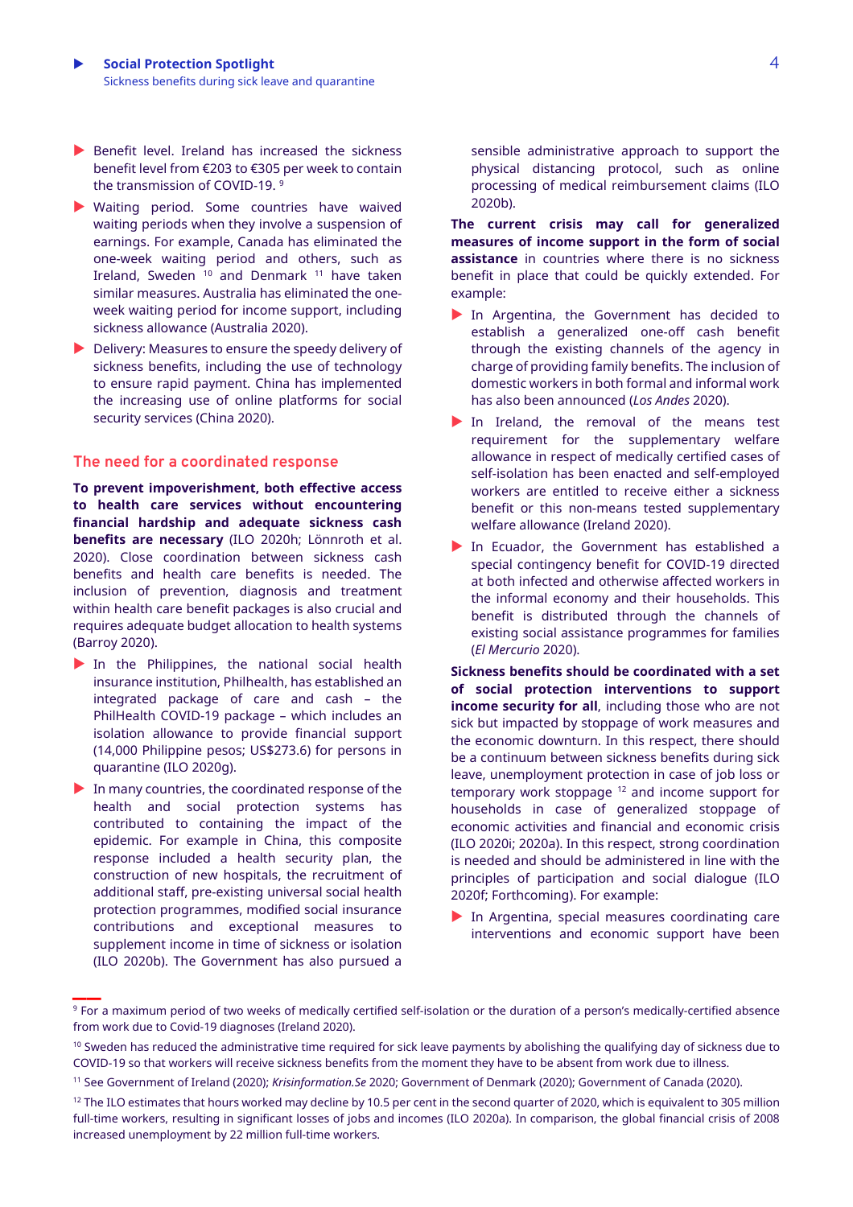- Benefit level. Ireland has increased the sickness benefit level from €203 to €305 per week to contain the transmission of COVID-19. [9]
- Waiting period. Some countries have waived waiting periods when they involve a suspension of earnings. For example, Canada has eliminated the one-week waiting period and others, such as Ireland, Sweden [10] and Denmark [11] have taken similar measures. Australia has eliminated the one-week waiting period for income support, including sickness allowance (Australia 2020).
- Delivery: Measures to ensure the speedy delivery of sickness benefits, including the use of technology to ensure rapid payment. China has implemented the increasing use of online platforms for social security services (China 2020).

## The need for a coordinated response

**To prevent impoverishment, both effective access to health care services without encountering financial hardship and adequate sickness cash benefits are necessary** (ILO 2020h; Lönnroth et al. 2020). Close coordination between sickness cash benefits and health care benefits is needed. The inclusion of prevention, diagnosis and treatment within health care benefit packages is also crucial and requires adequate budget allocation to health systems (Barroy 2020).

- In the Philippines, the national social health insurance institution, Philhealth, has established an integrated package of care and cash – the PhilHealth COVID-19 package – which includes an isolation allowance to provide financial support (14,000 Philippine pesos; US$273.6) for persons in quarantine (ILO 2020g).
- In many countries, the coordinated response of the health and social protection systems has contributed to containing the impact of the epidemic. For example in China, this composite response included a health security plan, the construction of new hospitals, the recruitment of additional staff, pre-existing universal social health protection programmes, modified social insurance contributions and exceptional measures to supplement income in time of sickness or isolation (ILO 2020b). The Government has also pursued a sensible administrative approach to support the physical distancing protocol, such as online processing of medical reimbursement claims (ILO 2020b).

**The current crisis may call for generalized measures of income support in the form of social assistance** in countries where there is no sickness benefit in place that could be quickly extended. For example:

- In Argentina, the Government has decided to establish a generalized one-off cash benefit through the existing channels of the agency in charge of providing family benefits. The inclusion of domestic workers in both formal and informal work has also been announced (*Los Andes* 2020).
- In Ireland, the removal of the means test requirement for the supplementary welfare allowance in respect of medically certified cases of self-isolation has been enacted and self-employed workers are entitled to receive either a sickness benefit or this non-means tested supplementary welfare allowance (Ireland 2020).
- In Ecuador, the Government has established a special contingency benefit for COVID-19 directed at both infected and otherwise affected workers in the informal economy and their households. This benefit is distributed through the channels of existing social assistance programmes for families (*El Mercurio* 2020).

**Sickness benefits should be coordinated with a set of social protection interventions to support income security for all**, including those who are not sick but impacted by stoppage of work measures and the economic downturn. In this respect, there should be a continuum between sickness benefits during sick leave, unemployment protection in case of job loss or temporary work stoppage [12] and income support for households in case of generalized stoppage of economic activities and financial and economic crisis (ILO 2020i; 2020a). In this respect, strong coordination is needed and should be administered in line with the principles of participation and social dialogue (ILO 2020f; Forthcoming). For example:

- In Argentina, special measures coordinating care interventions and economic support have been

---

[9] For a maximum period of two weeks of medically certified self-isolation or the duration of a person's medically-certified absence from work due to Covid-19 diagnoses (Ireland 2020).

[10] Sweden has reduced the administrative time required for sick leave payments by abolishing the qualifying day of sickness due to COVID-19 so that workers will receive sickness benefits from the moment they have to be absent from work due to illness.

[11] See Government of Ireland (2020); *Krisinformation.Se* 2020; Government of Denmark (2020); Government of Canada (2020).

[12] The ILO estimates that hours worked may decline by 10.5 per cent in the second quarter of 2020, which is equivalent to 305 million full-time workers, resulting in significant losses of jobs and incomes (ILO 2020a). In comparison, the global financial crisis of 2008 increased unemployment by 22 million full-time workers.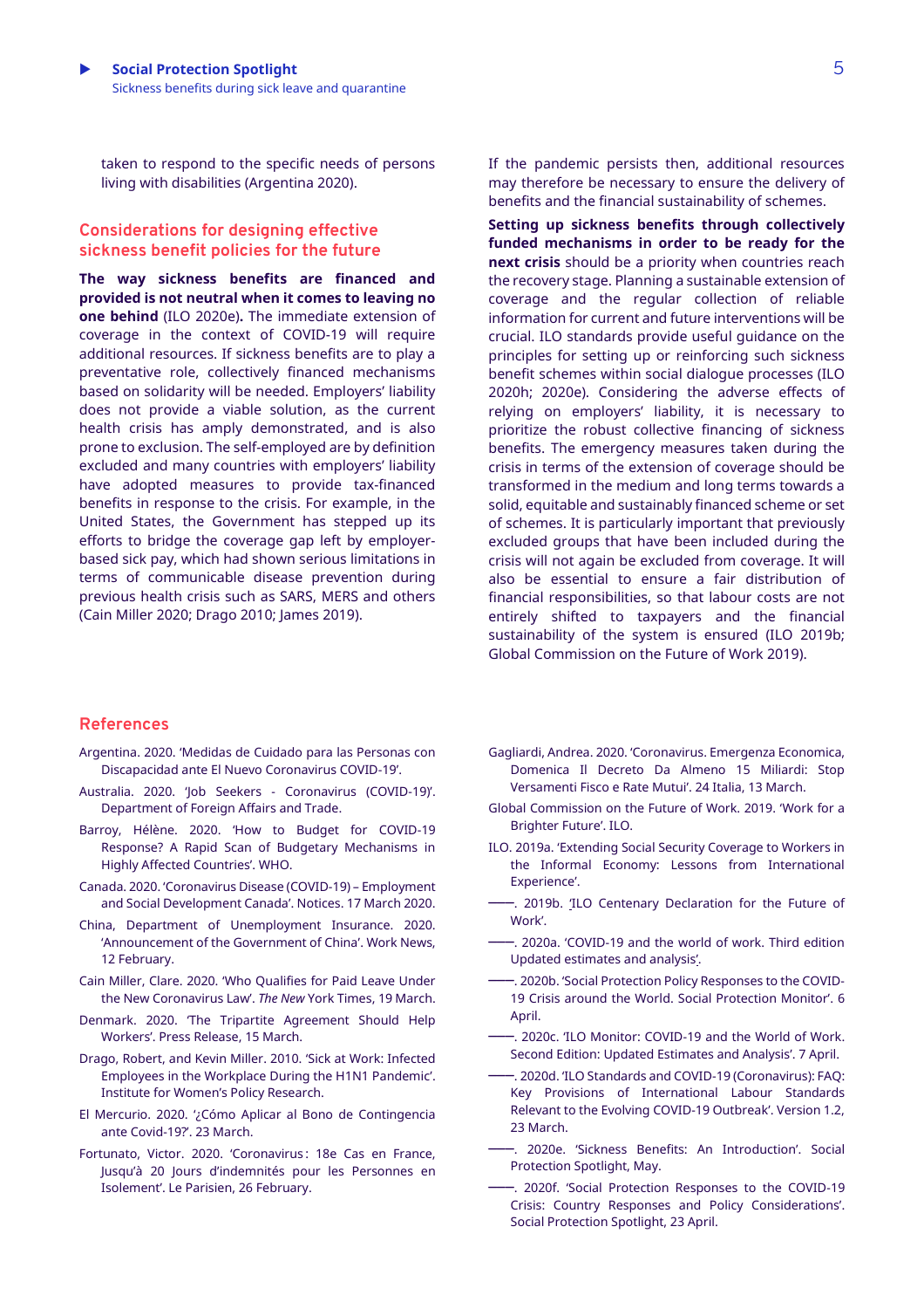taken to respond to the specific needs of persons living with disabilities (Argentina 2020).

## Considerations for designing effective sickness benefit policies for the future

**The way sickness benefits are financed and provided is not neutral when it comes to leaving no one behind** (ILO 2020e)**.** The immediate extension of coverage in the context of COVID-19 will require additional resources. If sickness benefits are to play a preventative role, collectively financed mechanisms based on solidarity will be needed. Employers' liability does not provide a viable solution, as the current health crisis has amply demonstrated, and is also prone to exclusion. The self-employed are by definition excluded and many countries with employers' liability have adopted measures to provide tax-financed benefits in response to the crisis. For example, in the United States, the Government has stepped up its efforts to bridge the coverage gap left by employer-based sick pay, which had shown serious limitations in terms of communicable disease prevention during previous health crisis such as SARS, MERS and others (Cain Miller 2020; Drago 2010; James 2019).

If the pandemic persists then, additional resources may therefore be necessary to ensure the delivery of benefits and the financial sustainability of schemes.

**Setting up sickness benefits through collectively funded mechanisms in order to be ready for the next crisis** should be a priority when countries reach the recovery stage. Planning a sustainable extension of coverage and the regular collection of reliable information for current and future interventions will be crucial. ILO standards provide useful guidance on the principles for setting up or reinforcing such sickness benefit schemes within social dialogue processes (ILO 2020h; 2020e). Considering the adverse effects of relying on employers' liability, it is necessary to prioritize the robust collective financing of sickness benefits. The emergency measures taken during the crisis in terms of the extension of coverage should be transformed in the medium and long terms towards a solid, equitable and sustainably financed scheme or set of schemes. It is particularly important that previously excluded groups that have been included during the crisis will not again be excluded from coverage. It will also be essential to ensure a fair distribution of financial responsibilities, so that labour costs are not entirely shifted to taxpayers and the financial sustainability of the system is ensured (ILO 2019b; Global Commission on the Future of Work 2019).

## References

Argentina. 2020. 'Medidas de Cuidado para las Personas con Discapacidad ante El Nuevo Coronavirus COVID-19'.

Australia. 2020. 'Job Seekers - Coronavirus (COVID-19)'. Department of Foreign Affairs and Trade.

Barroy, Hélène. 2020. 'How to Budget for COVID-19 Response? A Rapid Scan of Budgetary Mechanisms in Highly Affected Countries'. WHO.

Canada. 2020. 'Coronavirus Disease (COVID-19) – Employment and Social Development Canada'. Notices. 17 March 2020.

China, Department of Unemployment Insurance. 2020. 'Announcement of the Government of China'. Work News, 12 February.

Cain Miller, Clare. 2020. 'Who Qualifies for Paid Leave Under the New Coronavirus Law'. *The New* York Times, 19 March.

Denmark. 2020. 'The Tripartite Agreement Should Help Workers'. Press Release, 15 March.

Drago, Robert, and Kevin Miller. 2010. 'Sick at Work: Infected Employees in the Workplace During the H1N1 Pandemic'. Institute for Women's Policy Research.

El Mercurio. 2020. '¿Cómo Aplicar al Bono de Contingencia ante Covid-19?'. 23 March.

Fortunato, Victor. 2020. 'Coronavirus : 18e Cas en France, Jusqu'à 20 Jours d'indemnités pour les Personnes en Isolement'. Le Parisien, 26 February.

Gagliardi, Andrea. 2020. 'Coronavirus. Emergenza Economica, Domenica Il Decreto Da Almeno 15 Miliardi: Stop Versamenti Fisco e Rate Mutui'. 24 Italia, 13 March.

Global Commission on the Future of Work. 2019. 'Work for a Brighter Future'. ILO.

ILO. 2019a. 'Extending Social Security Coverage to Workers in the Informal Economy: Lessons from International Experience'.

——. 2019b. 'ILO Centenary Declaration for the Future of Work'.

——. 2020a. 'COVID-19 and the world of work. Third edition Updated estimates and analysis'.

——. 2020b. 'Social Protection Policy Responses to the COVID-19 Crisis around the World. Social Protection Monitor'. 6 April.

——. 2020c. 'ILO Monitor: COVID-19 and the World of Work. Second Edition: Updated Estimates and Analysis'. 7 April.

——. 2020d. 'ILO Standards and COVID-19 (Coronavirus): FAQ: Key Provisions of International Labour Standards Relevant to the Evolving COVID-19 Outbreak'. Version 1.2, 23 March.

——. 2020e. 'Sickness Benefits: An Introduction'. Social Protection Spotlight, May.

——. 2020f. 'Social Protection Responses to the COVID-19 Crisis: Country Responses and Policy Considerations'. Social Protection Spotlight, 23 April.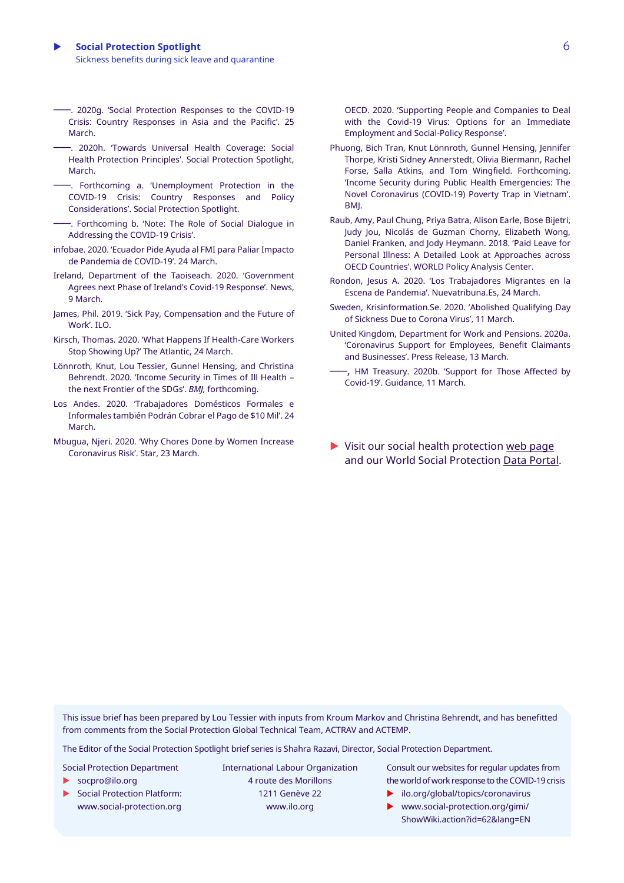——. 2020g. 'Social Protection Responses to the COVID-19 Crisis: Country Responses in Asia and the Pacific'. 25 March.

——. 2020h. 'Towards Universal Health Coverage: Social Health Protection Principles'. Social Protection Spotlight, March.

——. Forthcoming a. 'Unemployment Protection in the COVID-19 Crisis: Country Responses and Policy Considerations'. Social Protection Spotlight.

——. Forthcoming b. 'Note: The Role of Social Dialogue in Addressing the COVID-19 Crisis'.

infobae. 2020. 'Ecuador Pide Ayuda al FMI para Paliar Impacto de Pandemia de COVID-19'. 24 March.

Ireland, Department of the Taoiseach. 2020. 'Government Agrees next Phase of Ireland's Covid-19 Response'. News, 9 March.

James, Phil. 2019. 'Sick Pay, Compensation and the Future of Work'. ILO.

Kirsch, Thomas. 2020. 'What Happens If Health-Care Workers Stop Showing Up?' The Atlantic, 24 March.

Lönnroth, Knut, Lou Tessier, Gunnel Hensing, and Christina Behrendt. 2020. 'Income Security in Times of Ill Health – the next Frontier of the SDGs'. *BMJ*, forthcoming.

Los Andes. 2020. 'Trabajadores Domésticos Formales e Informales también Podrán Cobrar el Pago de $10 Mil'. 24 March.

Mbugua, Njeri. 2020. 'Why Chores Done by Women Increase Coronavirus Risk'. Star, 23 March.

OECD. 2020. 'Supporting People and Companies to Deal with the Covid-19 Virus: Options for an Immediate Employment and Social-Policy Response'.

Phuong, Bich Tran, Knut Lönnroth, Gunnel Hensing, Jennifer Thorpe, Kristi Sidney Annerstedt, Olivia Biermann, Rachel Forse, Salla Atkins, and Tom Wingfield. Forthcoming. 'Income Security during Public Health Emergencies: The Novel Coronavirus (COVID-19) Poverty Trap in Vietnam'. BMJ.

Raub, Amy, Paul Chung, Priya Batra, Alison Earle, Bose Bijetri, Judy Jou, Nicolás de Guzman Chorny, Elizabeth Wong, Daniel Franken, and Jody Heymann. 2018. 'Paid Leave for Personal Illness: A Detailed Look at Approaches across OECD Countries'. WORLD Policy Analysis Center.

Rondon, Jesus A. 2020. 'Los Trabajadores Migrantes en la Escena de Pandemia'. Nuevatribuna.Es, 24 March.

Sweden, Krisinformation.Se. 2020. 'Abolished Qualifying Day of Sickness Due to Corona Virus', 11 March.

United Kingdom, Department for Work and Pensions. 2020a. 'Coronavirus Support for Employees, Benefit Claimants and Businesses'. Press Release, 13 March.

——, HM Treasury. 2020b. 'Support for Those Affected by Covid-19'. Guidance, 11 March.

▶ Visit our social health protection web page and our World Social Protection Data Portal.

This issue brief has been prepared by Lou Tessier with inputs from Kroum Markov and Christina Behrendt, and has benefitted from comments from the Social Protection Global Technical Team, ACTRAV and ACTEMP.

The Editor of the Social Protection Spotlight brief series is Shahra Razavi, Director, Social Protection Department.

Social Protection Department
- socpro@ilo.org
- Social Protection Platform: www.social-protection.org

International Labour Organization
4 route des Morillons
1211 Genève 22
www.ilo.org

Consult our websites for regular updates from the world of work response to the COVID-19 crisis
- ilo.org/global/topics/coronavirus
- www.social-protection.org/gimi/ShowWiki.action?id=62&lang=EN